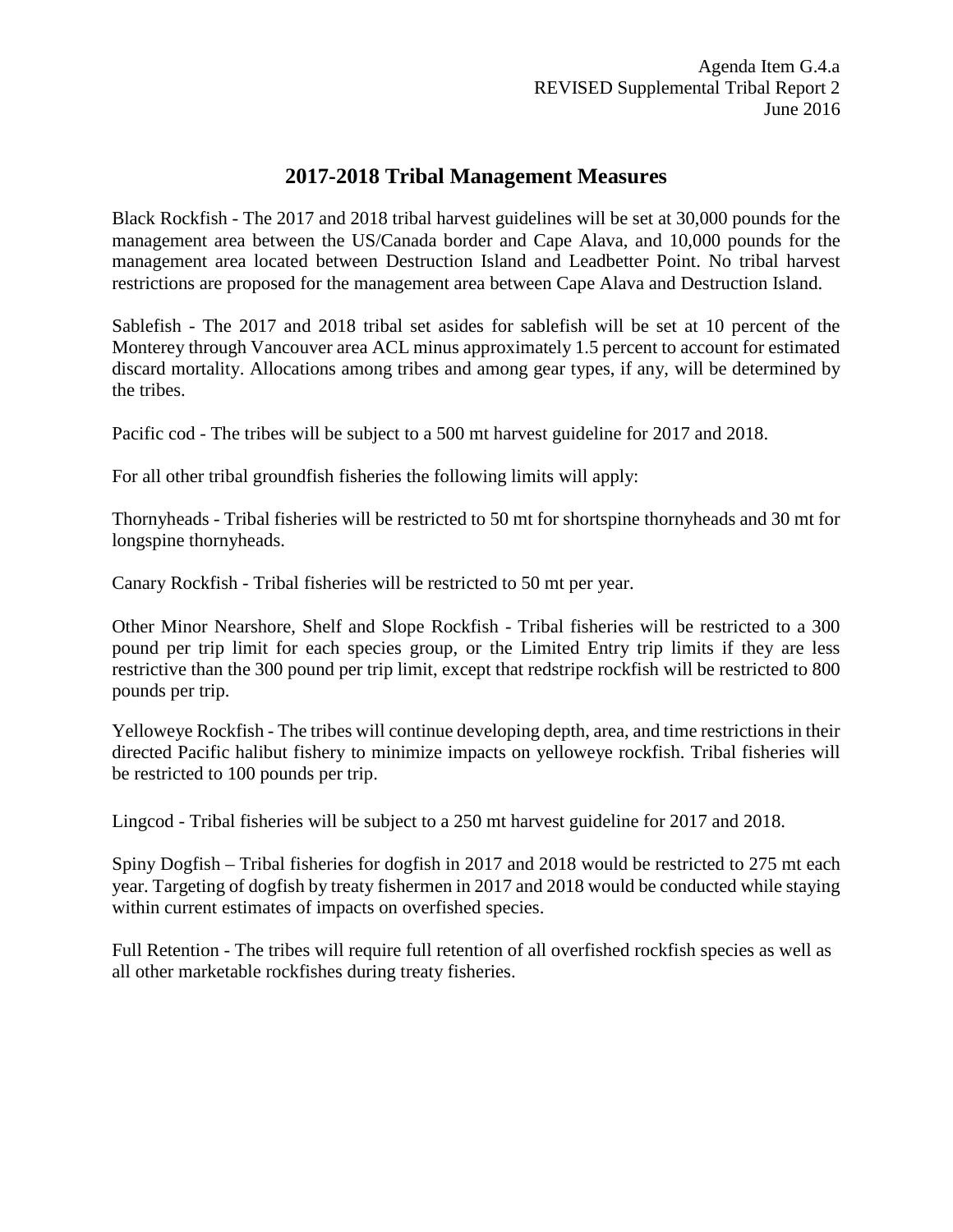Agenda Item G.4.a
REVISED Supplemental Tribal Report 2
June 2016

# 2017-2018 Tribal Management Measures

Black Rockfish - The 2017 and 2018 tribal harvest guidelines will be set at 30,000 pounds for the management area between the US/Canada border and Cape Alava, and 10,000 pounds for the management area located between Destruction Island and Leadbetter Point. No tribal harvest restrictions are proposed for the management area between Cape Alava and Destruction Island.

Sablefish - The 2017 and 2018 tribal set asides for sablefish will be set at 10 percent of the Monterey through Vancouver area ACL minus approximately 1.5 percent to account for estimated discard mortality. Allocations among tribes and among gear types, if any, will be determined by the tribes.

Pacific cod - The tribes will be subject to a 500 mt harvest guideline for 2017 and 2018.

For all other tribal groundfish fisheries the following limits will apply:

Thornyheads - Tribal fisheries will be restricted to 50 mt for shortspine thornyheads and 30 mt for longspine thornyheads.

Canary Rockfish - Tribal fisheries will be restricted to 50 mt per year.

Other Minor Nearshore, Shelf and Slope Rockfish - Tribal fisheries will be restricted to a 300 pound per trip limit for each species group, or the Limited Entry trip limits if they are less restrictive than the 300 pound per trip limit, except that redstripe rockfish will be restricted to 800 pounds per trip.

Yelloweye Rockfish - The tribes will continue developing depth, area, and time restrictions in their directed Pacific halibut fishery to minimize impacts on yelloweye rockfish. Tribal fisheries will be restricted to 100 pounds per trip.

Lingcod - Tribal fisheries will be subject to a 250 mt harvest guideline for 2017 and 2018.

Spiny Dogfish – Tribal fisheries for dogfish in 2017 and 2018 would be restricted to 275 mt each year. Targeting of dogfish by treaty fishermen in 2017 and 2018 would be conducted while staying within current estimates of impacts on overfished species.

Full Retention - The tribes will require full retention of all overfished rockfish species as well as all other marketable rockfishes during treaty fisheries.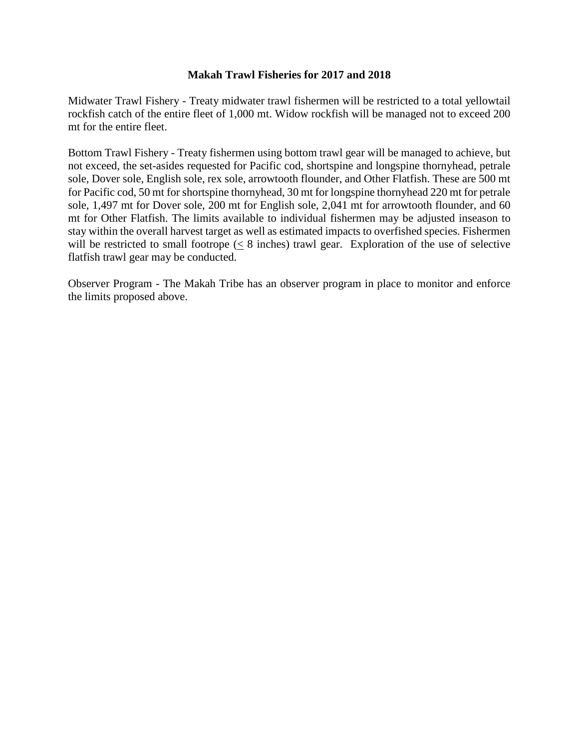**Makah Trawl Fisheries for 2017 and 2018**

Midwater Trawl Fishery - Treaty midwater trawl fishermen will be restricted to a total yellowtail rockfish catch of the entire fleet of 1,000 mt. Widow rockfish will be managed not to exceed 200 mt for the entire fleet.

Bottom Trawl Fishery - Treaty fishermen using bottom trawl gear will be managed to achieve, but not exceed, the set-asides requested for Pacific cod, shortspine and longspine thornyhead, petrale sole, Dover sole, English sole, rex sole, arrowtooth flounder, and Other Flatfish. These are 500 mt for Pacific cod, 50 mt for shortspine thornyhead, 30 mt for longspine thornyhead 220 mt for petrale sole, 1,497 mt for Dover sole, 200 mt for English sole, 2,041 mt for arrowtooth flounder, and 60 mt for Other Flatfish. The limits available to individual fishermen may be adjusted inseason to stay within the overall harvest target as well as estimated impacts to overfished species. Fishermen will be restricted to small footrope ($\leq$ 8 inches) trawl gear. Exploration of the use of selective flatfish trawl gear may be conducted.

Observer Program - The Makah Tribe has an observer program in place to monitor and enforce the limits proposed above.